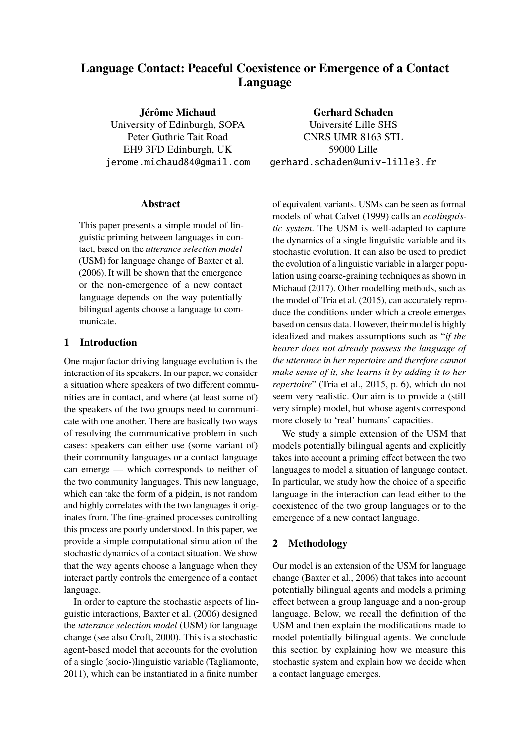# Language Contact: Peaceful Coexistence or Emergence of a Contact Language

**Jérôme Michaud**
University of Edinburgh, SOPA
Peter Guthrie Tait Road
EH9 3FD Edinburgh, UK
jerome.michaud84@gmail.com

**Gerhard Schaden**
Université Lille SHS
CNRS UMR 8163 STL
59000 Lille
gerhard.schaden@univ-lille3.fr

## Abstract

This paper presents a simple model of linguistic priming between languages in contact, based on the *utterance selection model* (USM) for language change of Baxter et al. (2006). It will be shown that the emergence or the non-emergence of a new contact language depends on the way potentially bilingual agents choose a language to communicate.

## 1 Introduction

One major factor driving language evolution is the interaction of its speakers. In our paper, we consider a situation where speakers of two different communities are in contact, and where (at least some of) the speakers of the two groups need to communicate with one another. There are basically two ways of resolving the communicative problem in such cases: speakers can either use (some variant of) their community languages or a contact language can emerge — which corresponds to neither of the two community languages. This new language, which can take the form of a pidgin, is not random and highly correlates with the two languages it originates from. The fine-grained processes controlling this process are poorly understood. In this paper, we provide a simple computational simulation of the stochastic dynamics of a contact situation. We show that the way agents choose a language when they interact partly controls the emergence of a contact language.

In order to capture the stochastic aspects of linguistic interactions, Baxter et al. (2006) designed the *utterance selection model* (USM) for language change (see also Croft, 2000). This is a stochastic agent-based model that accounts for the evolution of a single (socio-)linguistic variable (Tagliamonte, 2011), which can be instantiated in a finite number of equivalent variants. USMs can be seen as formal models of what Calvet (1999) calls an *ecolinguistic system*. The USM is well-adapted to capture the dynamics of a single linguistic variable and its stochastic evolution. It can also be used to predict the evolution of a linguistic variable in a larger population using coarse-graining techniques as shown in Michaud (2017). Other modelling methods, such as the model of Tria et al. (2015), can accurately reproduce the conditions under which a creole emerges based on census data. However, their model is highly idealized and makes assumptions such as "*if the hearer does not already possess the language of the utterance in her repertoire and therefore cannot make sense of it, she learns it by adding it to her repertoire*" (Tria et al., 2015, p. 6), which do not seem very realistic. Our aim is to provide a (still very simple) model, but whose agents correspond more closely to 'real' humans' capacities.

We study a simple extension of the USM that models potentially bilingual agents and explicitly takes into account a priming effect between the two languages to model a situation of language contact. In particular, we study how the choice of a specific language in the interaction can lead either to the coexistence of the two group languages or to the emergence of a new contact language.

## 2 Methodology

Our model is an extension of the USM for language change (Baxter et al., 2006) that takes into account potentially bilingual agents and models a priming effect between a group language and a non-group language. Below, we recall the definition of the USM and then explain the modifications made to model potentially bilingual agents. We conclude this section by explaining how we measure this stochastic system and explain how we decide when a contact language emerges.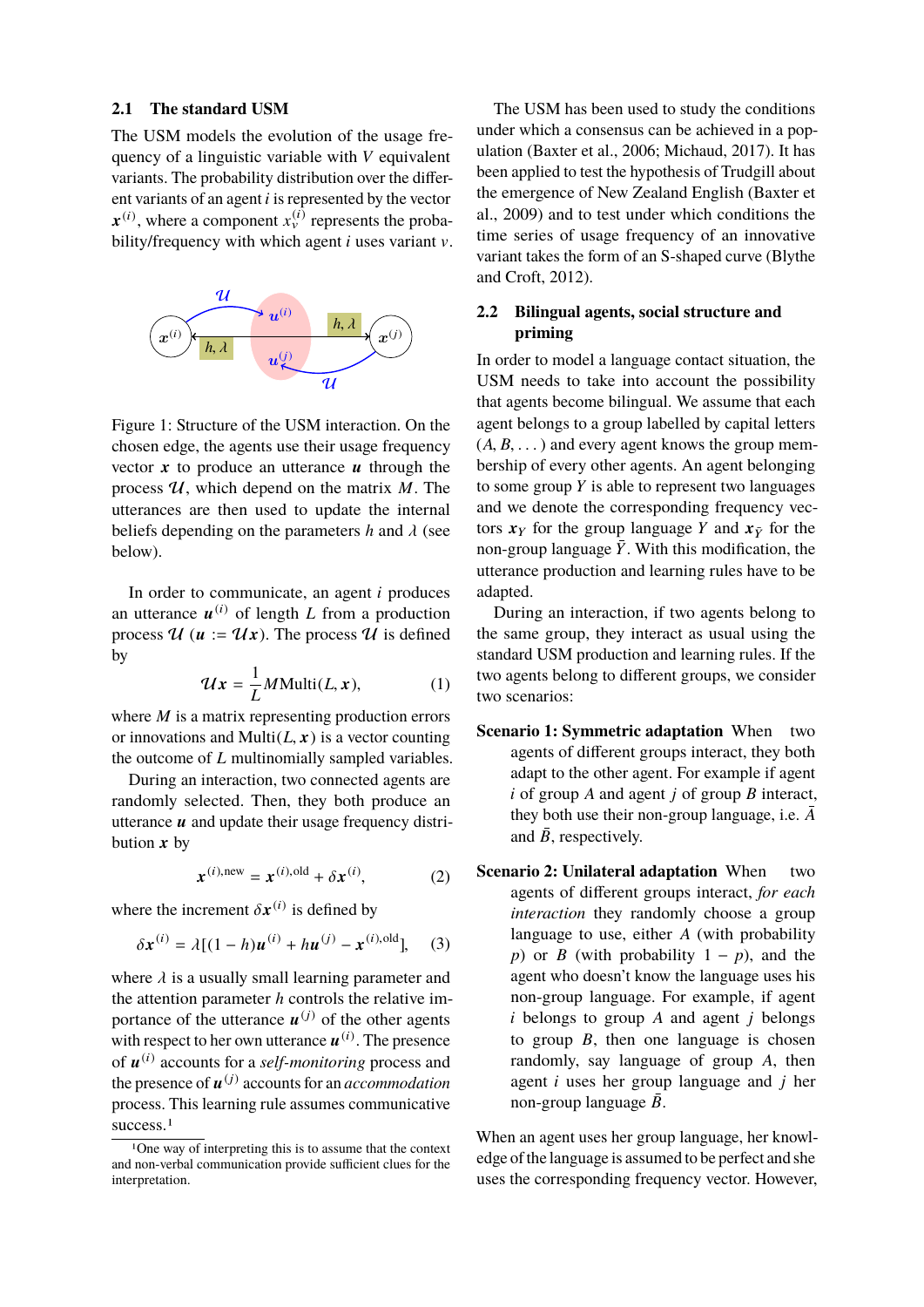### 2.1 The standard USM

The USM models the evolution of the usage frequency of a linguistic variable with $V$ equivalent variants. The probability distribution over the different variants of an agent $i$ is represented by the vector $\boldsymbol{x}^{(i)}$, where a component $x_v^{(i)}$ represents the probability/frequency with which agent $i$ uses variant $v$.

Figure 1: Structure of the USM interaction. On the chosen edge, the agents use their usage frequency vector $\boldsymbol{x}$ to produce an utterance $\boldsymbol{u}$ through the process $\mathcal{U}$, which depend on the matrix $M$. The utterances are then used to update the internal beliefs depending on the parameters $h$ and $\lambda$ (see below).

In order to communicate, an agent $i$ produces an utterance $\boldsymbol{u}^{(i)}$ of length $L$ from a production process $\mathcal{U}$ ($\boldsymbol{u} := \mathcal{U}\boldsymbol{x}$). The process $\mathcal{U}$ is defined by

$$\mathcal{U}\boldsymbol{x} = \frac{1}{L} M \mathrm{Multi}(L, \boldsymbol{x}), \tag{1}$$

where $M$ is a matrix representing production errors or innovations and $\mathrm{Multi}(L, \boldsymbol{x})$ is a vector counting the outcome of $L$ multinomially sampled variables.

During an interaction, two connected agents are randomly selected. Then, they both produce an utterance $\boldsymbol{u}$ and update their usage frequency distribution $\boldsymbol{x}$ by

$$\boldsymbol{x}^{(i),\mathrm{new}} = \boldsymbol{x}^{(i),\mathrm{old}} + \delta\boldsymbol{x}^{(i)}, \tag{2}$$

where the increment $\delta\boldsymbol{x}^{(i)}$ is defined by

$$\delta\boldsymbol{x}^{(i)} = \lambda[(1-h)\boldsymbol{u}^{(i)} + h\boldsymbol{u}^{(j)} - \boldsymbol{x}^{(i),\mathrm{old}}], \tag{3}$$

where $\lambda$ is a usually small learning parameter and the attention parameter $h$ controls the relative importance of the utterance $\boldsymbol{u}^{(j)}$ of the other agents with respect to her own utterance $\boldsymbol{u}^{(i)}$. The presence of $\boldsymbol{u}^{(i)}$ accounts for a *self-monitoring* process and the presence of $\boldsymbol{u}^{(j)}$ accounts for an *accommodation* process. This learning rule assumes communicative success.[1]

[1] One way of interpreting this is to assume that the context and non-verbal communication provide sufficient clues for the interpretation.

The USM has been used to study the conditions under which a consensus can be achieved in a population (Baxter et al., 2006; Michaud, 2017). It has been applied to test the hypothesis of Trudgill about the emergence of New Zealand English (Baxter et al., 2009) and to test under which conditions the time series of usage frequency of an innovative variant takes the form of an S-shaped curve (Blythe and Croft, 2012).

### 2.2 Bilingual agents, social structure and priming

In order to model a language contact situation, the USM needs to take into account the possibility that agents become bilingual. We assume that each agent belongs to a group labelled by capital letters ($A, B, \ldots$) and every agent knows the group membership of every other agents. An agent belonging to some group $Y$ is able to represent two languages and we denote the corresponding frequency vectors $\boldsymbol{x}_Y$ for the group language $Y$ and $\boldsymbol{x}_{\bar{Y}}$ for the non-group language $\bar{Y}$. With this modification, the utterance production and learning rules have to be adapted.

During an interaction, if two agents belong to the same group, they interact as usual using the standard USM production and learning rules. If the two agents belong to different groups, we consider two scenarios:

**Scenario 1: Symmetric adaptation** When two agents of different groups interact, they both adapt to the other agent. For example if agent $i$ of group $A$ and agent $j$ of group $B$ interact, they both use their non-group language, i.e. $\bar{A}$ and $\bar{B}$, respectively.

**Scenario 2: Unilateral adaptation** When two agents of different groups interact, *for each interaction* they randomly choose a group language to use, either $A$ (with probability $p$) or $B$ (with probability $1-p$), and the agent who doesn't know the language uses his non-group language. For example, if agent $i$ belongs to group $A$ and agent $j$ belongs to group $B$, then one language is chosen randomly, say language of group $A$, then agent $i$ uses her group language and $j$ her non-group language $\bar{B}$.

When an agent uses her group language, her knowledge of the language is assumed to be perfect and she uses the corresponding frequency vector. However,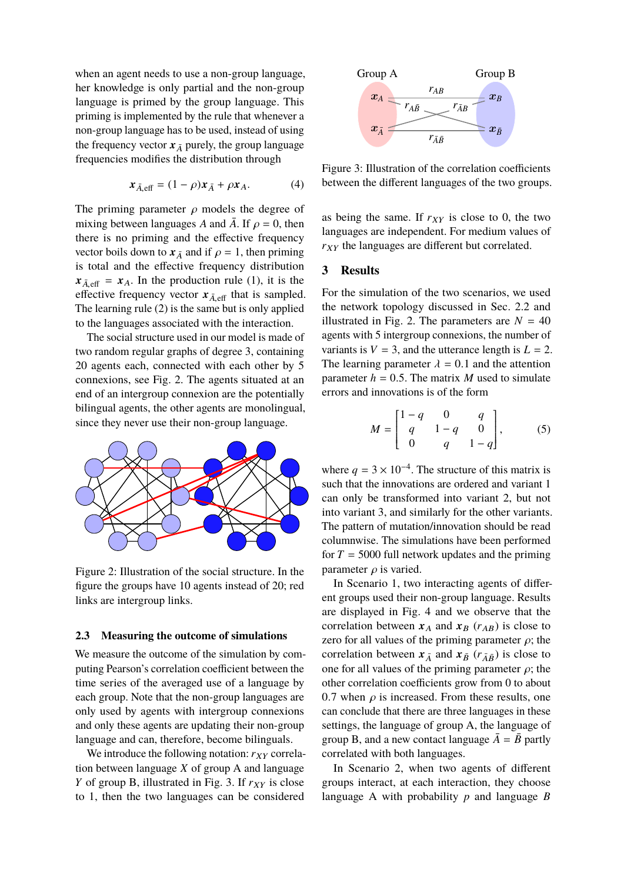when an agent needs to use a non-group language, her knowledge is only partial and the non-group language is primed by the group language. This priming is implemented by the rule that whenever a non-group language has to be used, instead of using the frequency vector $\boldsymbol{x}_{\bar{A}}$ purely, the group language frequencies modifies the distribution through

$$\boldsymbol{x}_{\bar{A},\text{eff}} = (1-\rho)\boldsymbol{x}_{\bar{A}} + \rho \boldsymbol{x}_{A}. \tag{4}$$

The priming parameter $\rho$ models the degree of mixing between languages $A$ and $\bar{A}$. If $\rho = 0$, then there is no priming and the effective frequency vector boils down to $\boldsymbol{x}_{\bar{A}}$ and if $\rho = 1$, then priming is total and the effective frequency distribution $\boldsymbol{x}_{\bar{A},\text{eff}} = \boldsymbol{x}_{A}$. In the production rule (1), it is the effective frequency vector $\boldsymbol{x}_{\bar{A},\text{eff}}$ that is sampled. The learning rule (2) is the same but is only applied to the languages associated with the interaction.

The social structure used in our model is made of two random regular graphs of degree 3, containing 20 agents each, connected with each other by 5 connexions, see Fig. 2. The agents situated at an end of an intergroup connexion are the potentially bilingual agents, the other agents are monolingual, since they never use their non-group language.

Figure 2: Illustration of the social structure. In the figure the groups have 10 agents instead of 20; red links are intergroup links.

### 2.3 Measuring the outcome of simulations

We measure the outcome of the simulation by computing Pearson's correlation coefficient between the time series of the averaged use of a language by each group. Note that the non-group languages are only used by agents with intergroup connexions and only these agents are updating their non-group language and can, therefore, become bilinguals.

We introduce the following notation: $r_{XY}$ correlation between language $X$ of group A and language $Y$ of group B, illustrated in Fig. 3. If $r_{XY}$ is close to 1, then the two languages can be considered as being the same. If $r_{XY}$ is close to 0, the two languages are independent. For medium values of $r_{XY}$ the languages are different but correlated.

Figure 3: Illustration of the correlation coefficients between the different languages of the two groups.

## 3 Results

For the simulation of the two scenarios, we used the network topology discussed in Sec. 2.2 and illustrated in Fig. 2. The parameters are $N = 40$ agents with 5 intergroup connexions, the number of variants is $V = 3$, and the utterance length is $L = 2$. The learning parameter $\lambda = 0.1$ and the attention parameter $h = 0.5$. The matrix $M$ used to simulate errors and innovations is of the form

$$M = \begin{bmatrix} 1-q & 0 & q \\ q & 1-q & 0 \\ 0 & q & 1-q \end{bmatrix}, \tag{5}$$

where $q = 3 \times 10^{-4}$. The structure of this matrix is such that the innovations are ordered and variant 1 can only be transformed into variant 2, but not into variant 3, and similarly for the other variants. The pattern of mutation/innovation should be read columnwise. The simulations have been performed for $T = 5000$ full network updates and the priming parameter $\rho$ is varied.

In Scenario 1, two interacting agents of different groups used their non-group language. Results are displayed in Fig. 4 and we observe that the correlation between $\boldsymbol{x}_A$ and $\boldsymbol{x}_B$ ($r_{AB}$) is close to zero for all values of the priming parameter $\rho$; the correlation between $\boldsymbol{x}_{\bar{A}}$ and $\boldsymbol{x}_{\bar{B}}$ ($r_{\bar{A}\bar{B}}$) is close to one for all values of the priming parameter $\rho$; the other correlation coefficients grow from 0 to about 0.7 when $\rho$ is increased. From these results, one can conclude that there are three languages in these settings, the language of group A, the language of group B, and a new contact language $\bar{A} = \bar{B}$ partly correlated with both languages.

In Scenario 2, when two agents of different groups interact, at each interaction, they choose language A with probability $p$ and language $B$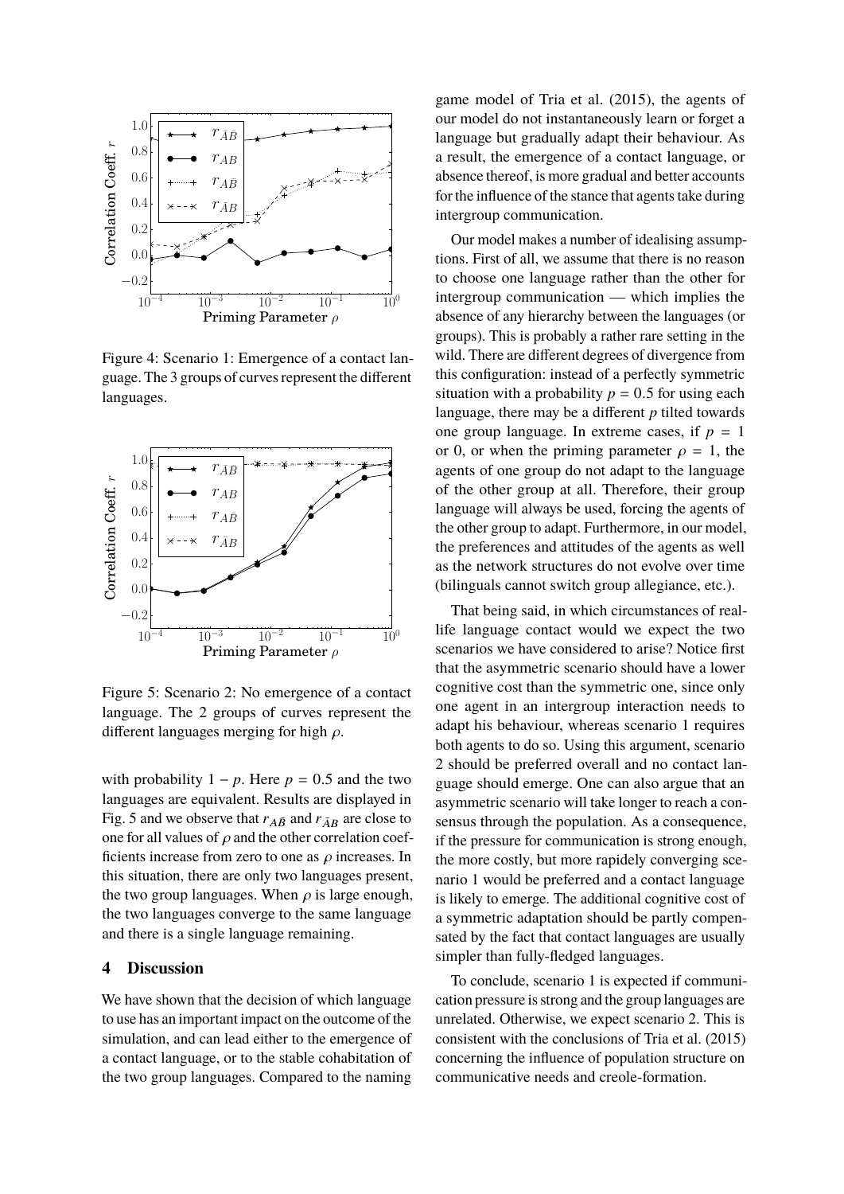Figure 4: Scenario 1: Emergence of a contact language. The 3 groups of curves represent the different languages.

Figure 5: Scenario 2: No emergence of a contact language. The 2 groups of curves represent the different languages merging for high $\rho$.

with probability $1 - p$. Here $p = 0.5$ and the two languages are equivalent. Results are displayed in Fig. 5 and we observe that $r_{A\bar{B}}$ and $r_{\bar{A}B}$ are close to one for all values of $\rho$ and the other correlation coefficients increase from zero to one as $\rho$ increases. In this situation, there are only two languages present, the two group languages. When $\rho$ is large enough, the two languages converge to the same language and there is a single language remaining.

## 4 Discussion

We have shown that the decision of which language to use has an important impact on the outcome of the simulation, and can lead either to the emergence of a contact language, or to the stable cohabitation of the two group languages. Compared to the naming game model of Tria et al. (2015), the agents of our model do not instantaneously learn or forget a language but gradually adapt their behaviour. As a result, the emergence of a contact language, or absence thereof, is more gradual and better accounts for the influence of the stance that agents take during intergroup communication.

Our model makes a number of idealising assumptions. First of all, we assume that there is no reason to choose one language rather than the other for intergroup communication — which implies the absence of any hierarchy between the languages (or groups). This is probably a rather rare setting in the wild. There are different degrees of divergence from this configuration: instead of a perfectly symmetric situation with a probability $p = 0.5$ for using each language, there may be a different $p$ tilted towards one group language. In extreme cases, if $p = 1$ or 0, or when the priming parameter $\rho = 1$, the agents of one group do not adapt to the language of the other group at all. Therefore, their group language will always be used, forcing the agents of the other group to adapt. Furthermore, in our model, the preferences and attitudes of the agents as well as the network structures do not evolve over time (bilinguals cannot switch group allegiance, etc.).

That being said, in which circumstances of real-life language contact would we expect the two scenarios we have considered to arise? Notice first that the asymmetric scenario should have a lower cognitive cost than the symmetric one, since only one agent in an intergroup interaction needs to adapt his behaviour, whereas scenario 1 requires both agents to do so. Using this argument, scenario 2 should be preferred overall and no contact language should emerge. One can also argue that an asymmetric scenario will take longer to reach a consensus through the population. As a consequence, if the pressure for communication is strong enough, the more costly, but more rapidly converging scenario 1 would be preferred and a contact language is likely to emerge. The additional cognitive cost of a symmetric adaptation should be partly compensated by the fact that contact languages are usually simpler than fully-fledged languages.

To conclude, scenario 1 is expected if communication pressure is strong and the group languages are unrelated. Otherwise, we expect scenario 2. This is consistent with the conclusions of Tria et al. (2015) concerning the influence of population structure on communicative needs and creole-formation.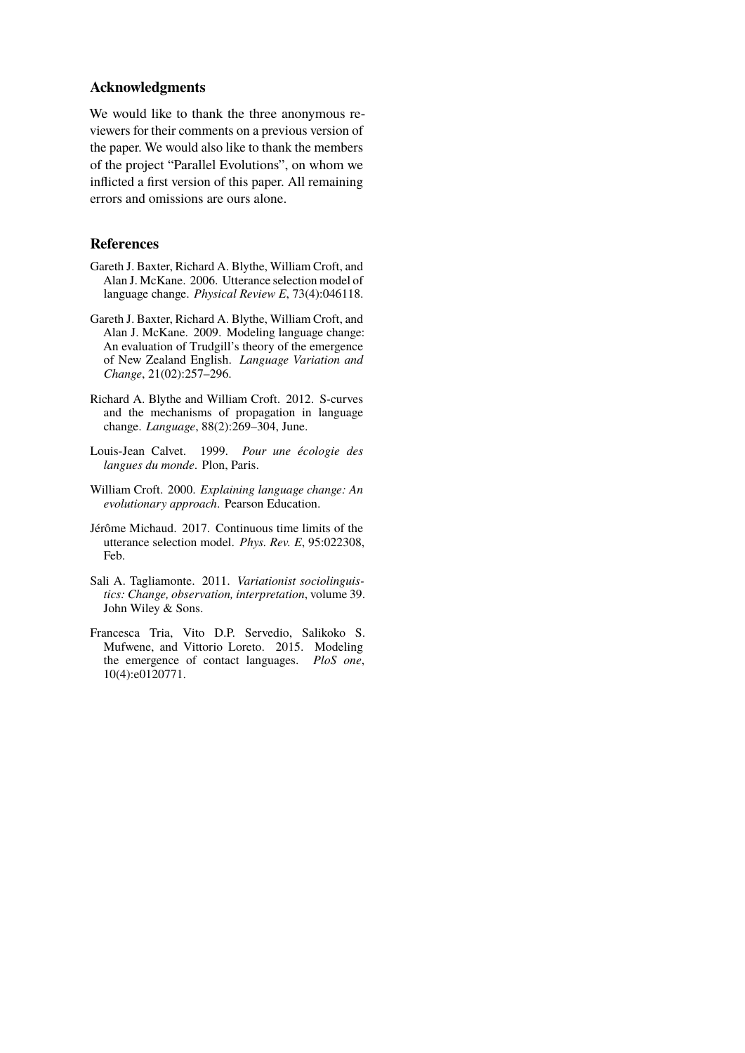## Acknowledgments

We would like to thank the three anonymous reviewers for their comments on a previous version of the paper. We would also like to thank the members of the project "Parallel Evolutions", on whom we inflicted a first version of this paper. All remaining errors and omissions are ours alone.

## References

Gareth J. Baxter, Richard A. Blythe, William Croft, and Alan J. McKane. 2006. Utterance selection model of language change. *Physical Review E*, 73(4):046118.

Gareth J. Baxter, Richard A. Blythe, William Croft, and Alan J. McKane. 2009. Modeling language change: An evaluation of Trudgill's theory of the emergence of New Zealand English. *Language Variation and Change*, 21(02):257–296.

Richard A. Blythe and William Croft. 2012. S-curves and the mechanisms of propagation in language change. *Language*, 88(2):269–304, June.

Louis-Jean Calvet. 1999. *Pour une écologie des langues du monde*. Plon, Paris.

William Croft. 2000. *Explaining language change: An evolutionary approach*. Pearson Education.

Jérôme Michaud. 2017. Continuous time limits of the utterance selection model. *Phys. Rev. E*, 95:022308, Feb.

Sali A. Tagliamonte. 2011. *Variationist sociolinguistics: Change, observation, interpretation*, volume 39. John Wiley & Sons.

Francesca Tria, Vito D.P. Servedio, Salikoko S. Mufwene, and Vittorio Loreto. 2015. Modeling the emergence of contact languages. *PloS one*, 10(4):e0120771.